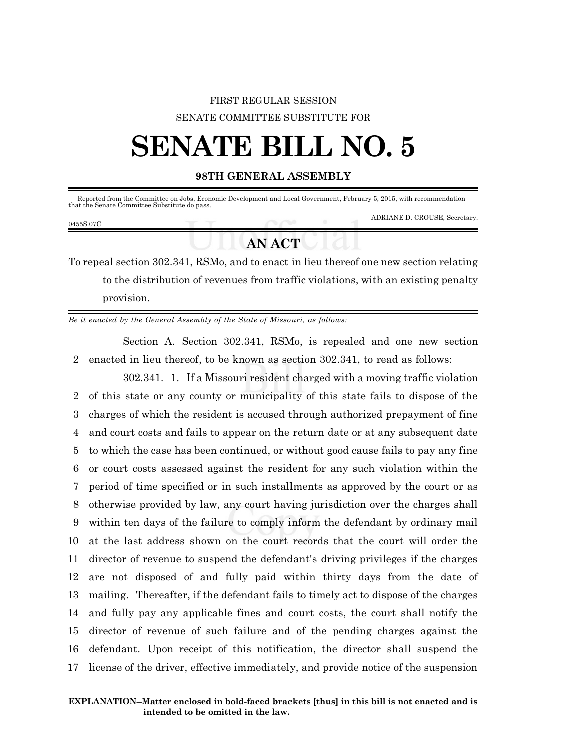FIRST REGULAR SESSION

SENATE COMMITTEE SUBSTITUTE FOR

# SENATE BILL NO. 5

**98TH GENERAL ASSEMBLY**

Reported from the Committee on Jobs, Economic Development and Local Government, February 5, 2015, with recommendation that the Senate Committee Substitute do pass.

ADRIANE D. CROUSE, Secretary.

0455S.07C

## AN ACT

To repeal section 302.341, RSMo, and to enact in lieu thereof one new section relating to the distribution of revenues from traffic violations, with an existing penalty provision.

*Be it enacted by the General Assembly of the State of Missouri, as follows:*

Section A. Section 302.341, RSMo, is repealed and one new section enacted in lieu thereof, to be known as section 302.341, to read as follows:

302.341. 1. If a Missouri resident charged with a moving traffic violation of this state or any county or municipality of this state fails to dispose of the charges of which the resident is accused through authorized prepayment of fine and court costs and fails to appear on the return date or at any subsequent date to which the case has been continued, or without good cause fails to pay any fine or court costs assessed against the resident for any such violation within the period of time specified or in such installments as approved by the court or as otherwise provided by law, any court having jurisdiction over the charges shall within ten days of the failure to comply inform the defendant by ordinary mail at the last address shown on the court records that the court will order the director of revenue to suspend the defendant's driving privileges if the charges are not disposed of and fully paid within thirty days from the date of mailing. Thereafter, if the defendant fails to timely act to dispose of the charges and fully pay any applicable fines and court costs, the court shall notify the director of revenue of such failure and of the pending charges against the defendant. Upon receipt of this notification, the director shall suspend the license of the driver, effective immediately, and provide notice of the suspension

**EXPLANATION–Matter enclosed in bold-faced brackets [thus] in this bill is not enacted and is intended to be omitted in the law.**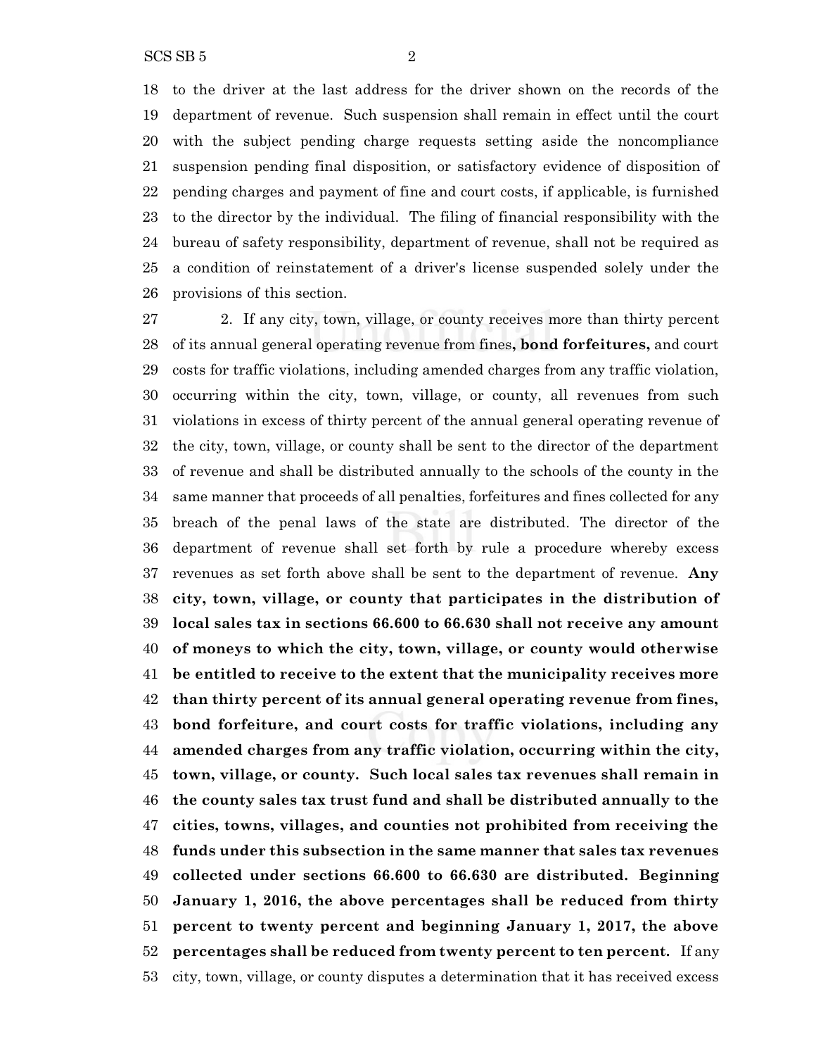to the driver at the last address for the driver shown on the records of the department of revenue. Such suspension shall remain in effect until the court with the subject pending charge requests setting aside the noncompliance suspension pending final disposition, or satisfactory evidence of disposition of pending charges and payment of fine and court costs, if applicable, is furnished to the director by the individual. The filing of financial responsibility with the bureau of safety responsibility, department of revenue, shall not be required as a condition of reinstatement of a driver's license suspended solely under the provisions of this section.

2. If any city, town, village, or county receives more than thirty percent of its annual general operating revenue from fines**, bond forfeitures,** and court costs for traffic violations, including amended charges from any traffic violation, occurring within the city, town, village, or county, all revenues from such violations in excess of thirty percent of the annual general operating revenue of the city, town, village, or county shall be sent to the director of the department of revenue and shall be distributed annually to the schools of the county in the same manner that proceeds of all penalties, forfeitures and fines collected for any breach of the penal laws of the state are distributed. The director of the department of revenue shall set forth by rule a procedure whereby excess revenues as set forth above shall be sent to the department of revenue. **Any city, town, village, or county that participates in the distribution of local sales tax in sections 66.600 to 66.630 shall not receive any amount of moneys to which the city, town, village, or county would otherwise be entitled to receive to the extent that the municipality receives more than thirty percent of its annual general operating revenue from fines, bond forfeiture, and court costs for traffic violations, including any amended charges from any traffic violation, occurring within the city, town, village, or county. Such local sales tax revenues shall remain in the county sales tax trust fund and shall be distributed annually to the cities, towns, villages, and counties not prohibited from receiving the funds under this subsection in the same manner that sales tax revenues collected under sections 66.600 to 66.630 are distributed. Beginning January 1, 2016, the above percentages shall be reduced from thirty percent to twenty percent and beginning January 1, 2017, the above percentages shall be reduced from twenty percent to ten percent.** If any city, town, village, or county disputes a determination that it has received excess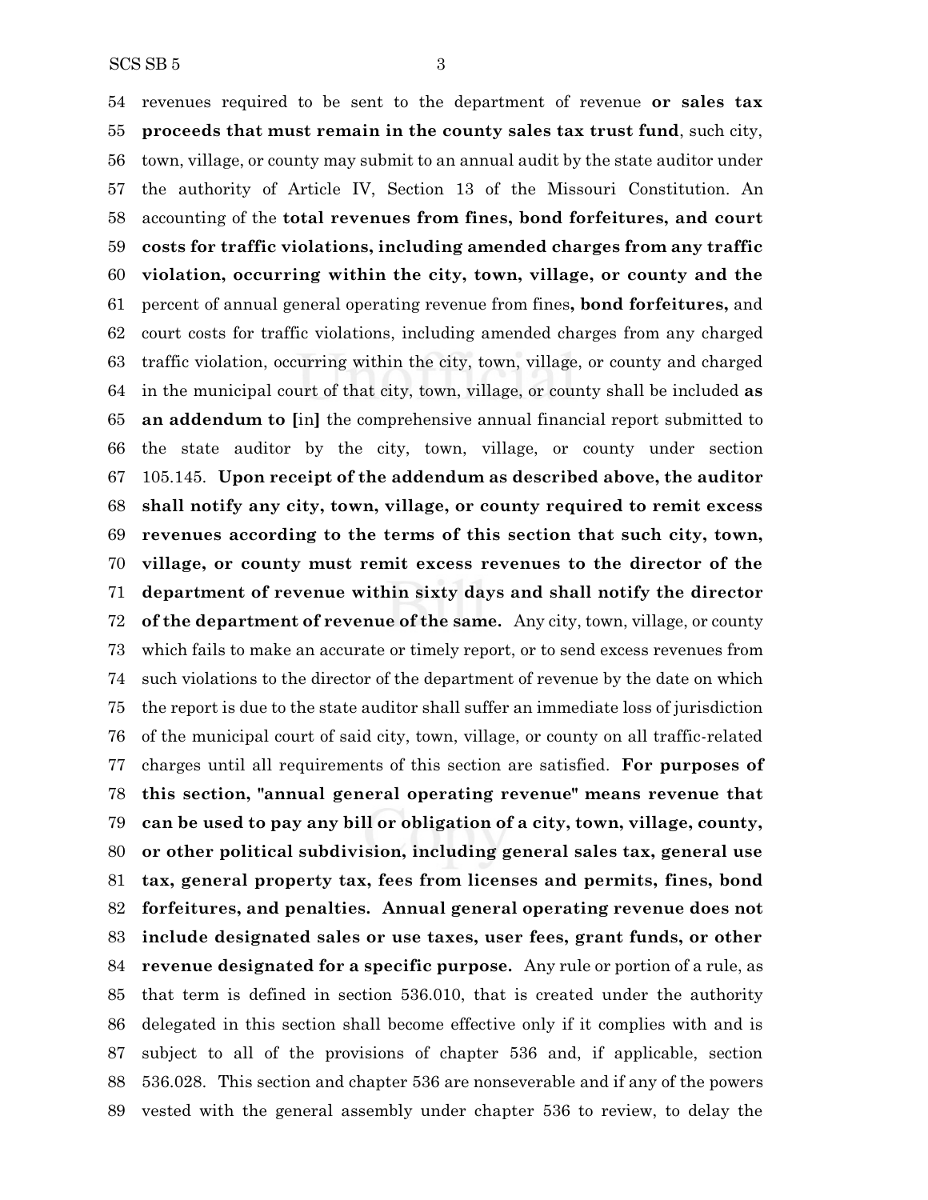54 revenues required to be sent to the department of revenue **or sales tax**
55 **proceeds that must remain in the county sales tax trust fund**, such city,
56 town, village, or county may submit to an annual audit by the state auditor under
57 the authority of Article IV, Section 13 of the Missouri Constitution. An
58 accounting of the **total revenues from fines, bond forfeitures, and court**
59 **costs for traffic violations, including amended charges from any traffic**
60 **violation, occurring within the city, town, village, or county and the**
61 percent of annual general operating revenue from fines**, bond forfeitures,** and
62 court costs for traffic violations, including amended charges from any charged
63 traffic violation, occurring within the city, town, village, or county and charged
64 in the municipal court of that city, town, village, or county shall be included **as**
65 **an addendum to [**in**]** the comprehensive annual financial report submitted to
66 the state auditor by the city, town, village, or county under section
67 105.145. **Upon receipt of the addendum as described above, the auditor**
68 **shall notify any city, town, village, or county required to remit excess**
69 **revenues according to the terms of this section that such city, town,**
70 **village, or county must remit excess revenues to the director of the**
71 **department of revenue within sixty days and shall notify the director**
72 **of the department of revenue of the same.** Any city, town, village, or county
73 which fails to make an accurate or timely report, or to send excess revenues from
74 such violations to the director of the department of revenue by the date on which
75 the report is due to the state auditor shall suffer an immediate loss of jurisdiction
76 of the municipal court of said city, town, village, or county on all traffic-related
77 charges until all requirements of this section are satisfied. **For purposes of**
78 **this section, "annual general operating revenue" means revenue that**
79 **can be used to pay any bill or obligation of a city, town, village, county,**
80 **or other political subdivision, including general sales tax, general use**
81 **tax, general property tax, fees from licenses and permits, fines, bond**
82 **forfeitures, and penalties. Annual general operating revenue does not**
83 **include designated sales or use taxes, user fees, grant funds, or other**
84 **revenue designated for a specific purpose.** Any rule or portion of a rule, as
85 that term is defined in section 536.010, that is created under the authority
86 delegated in this section shall become effective only if it complies with and is
87 subject to all of the provisions of chapter 536 and, if applicable, section
88 536.028. This section and chapter 536 are nonseverable and if any of the powers
89 vested with the general assembly under chapter 536 to review, to delay the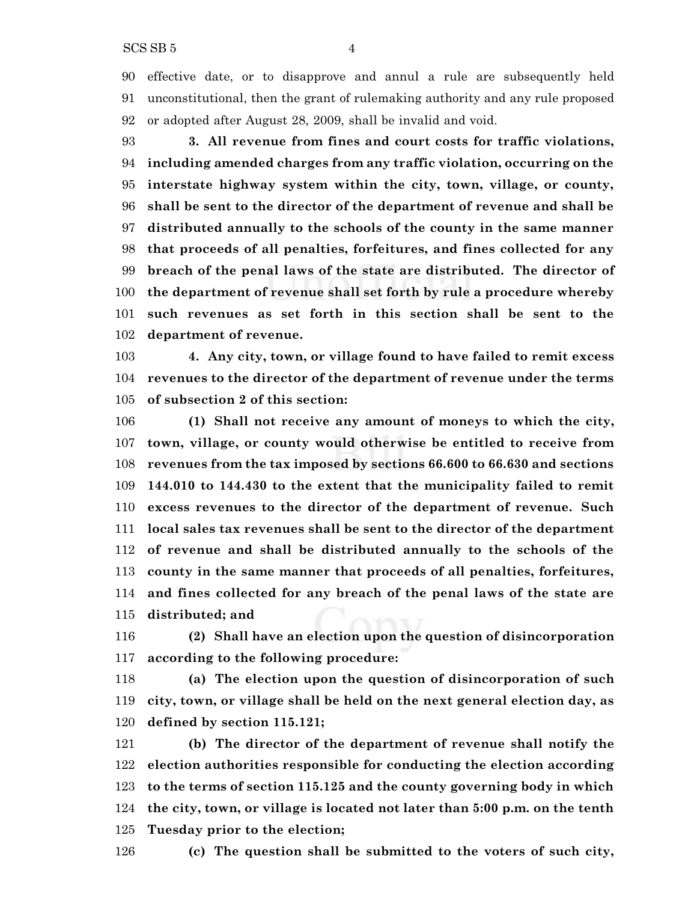effective date, or to disapprove and annul a rule are subsequently held unconstitutional, then the grant of rulemaking authority and any rule proposed or adopted after August 28, 2009, shall be invalid and void.

**3. All revenue from fines and court costs for traffic violations, including amended charges from any traffic violation, occurring on the interstate highway system within the city, town, village, or county, shall be sent to the director of the department of revenue and shall be distributed annually to the schools of the county in the same manner that proceeds of all penalties, forfeitures, and fines collected for any breach of the penal laws of the state are distributed. The director of the department of revenue shall set forth by rule a procedure whereby such revenues as set forth in this section shall be sent to the department of revenue.**

**4. Any city, town, or village found to have failed to remit excess revenues to the director of the department of revenue under the terms of subsection 2 of this section:**

**(1) Shall not receive any amount of moneys to which the city, town, village, or county would otherwise be entitled to receive from revenues from the tax imposed by sections 66.600 to 66.630 and sections 144.010 to 144.430 to the extent that the municipality failed to remit excess revenues to the director of the department of revenue. Such local sales tax revenues shall be sent to the director of the department of revenue and shall be distributed annually to the schools of the county in the same manner that proceeds of all penalties, forfeitures, and fines collected for any breach of the penal laws of the state are distributed; and**

**(2) Shall have an election upon the question of disincorporation according to the following procedure:**

**(a) The election upon the question of disincorporation of such city, town, or village shall be held on the next general election day, as defined by section 115.121;**

**(b) The director of the department of revenue shall notify the election authorities responsible for conducting the election according to the terms of section 115.125 and the county governing body in which the city, town, or village is located not later than 5:00 p.m. on the tenth Tuesday prior to the election;**

**(c) The question shall be submitted to the voters of such city,**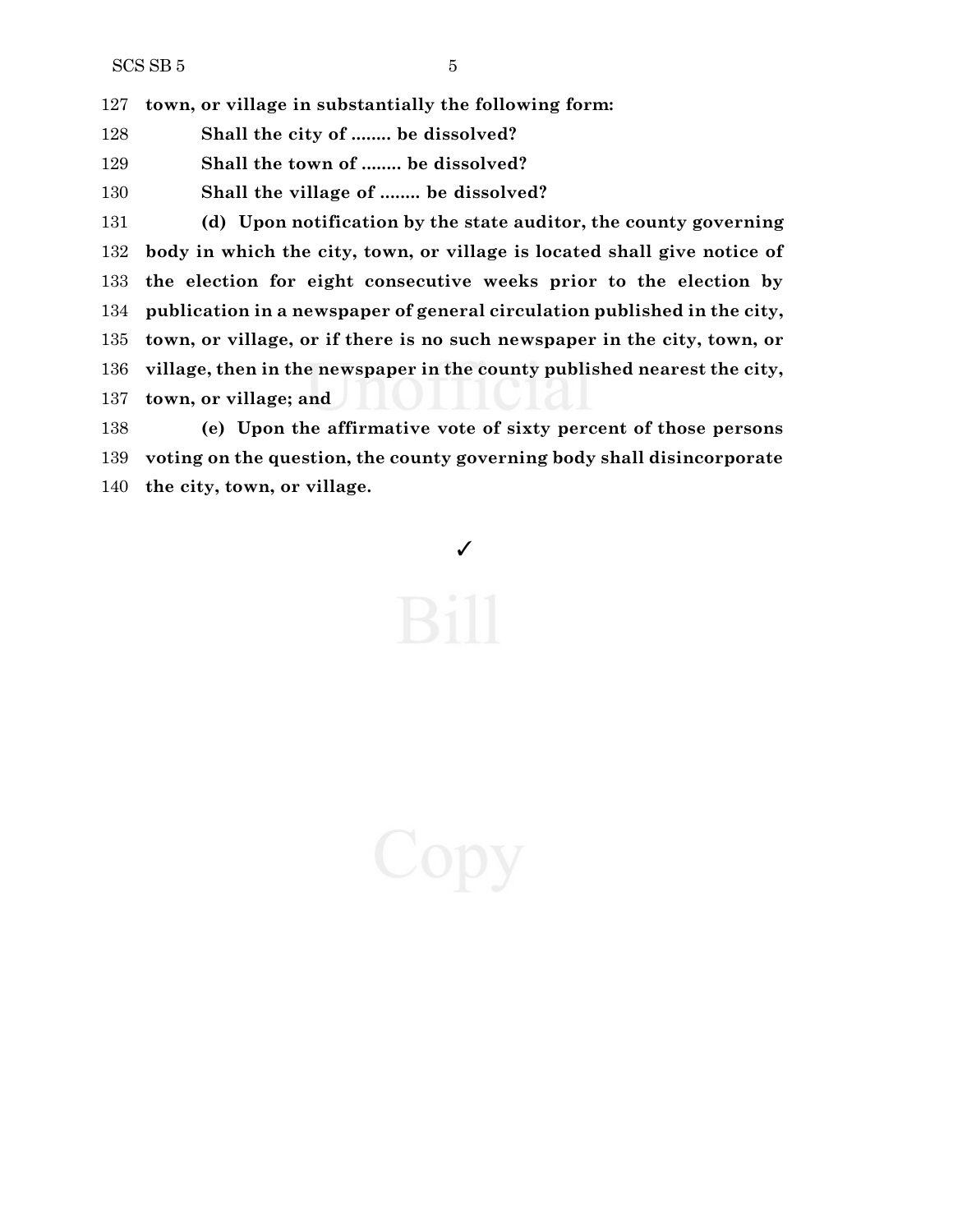**town, or village in substantially the following form:**

**Shall the city of ........ be dissolved?**

**Shall the town of ........ be dissolved?**

**Shall the village of ........ be dissolved?**

**(d) Upon notification by the state auditor, the county governing body in which the city, town, or village is located shall give notice of the election for eight consecutive weeks prior to the election by publication in a newspaper of general circulation published in the city, town, or village, or if there is no such newspaper in the city, town, or village, then in the newspaper in the county published nearest the city, town, or village; and**

**(e) Upon the affirmative vote of sixty percent of those persons voting on the question, the county governing body shall disincorporate the city, town, or village.**

✓